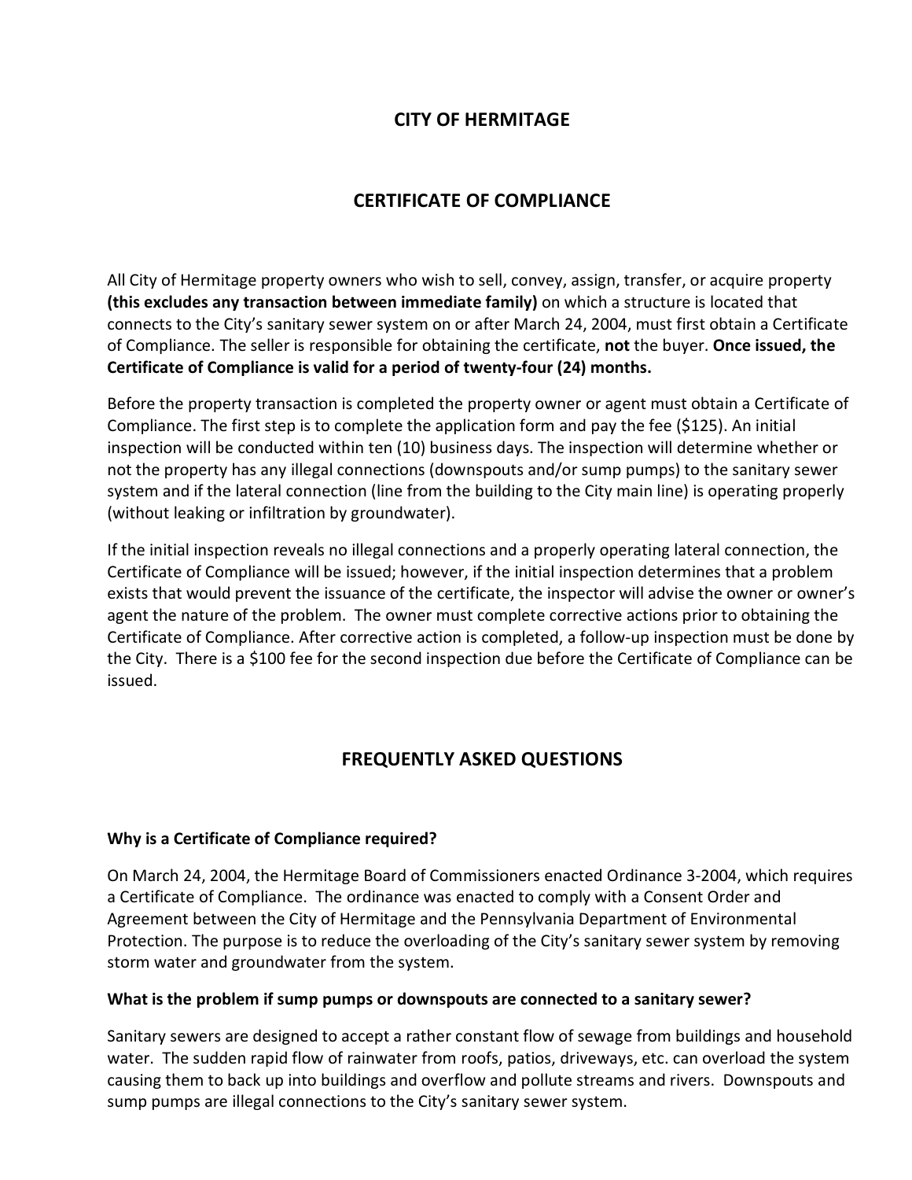# CITY OF HERMITAGE

## CERTIFICATE OF COMPLIANCE

All City of Hermitage property owners who wish to sell, convey, assign, transfer, or acquire property **(this excludes any transaction between immediate family)** on which a structure is located that connects to the City's sanitary sewer system on or after March 24, 2004, must first obtain a Certificate of Compliance. The seller is responsible for obtaining the certificate, **not** the buyer. **Once issued, the Certificate of Compliance is valid for a period of twenty-four (24) months.**

Before the property transaction is completed the property owner or agent must obtain a Certificate of Compliance. The first step is to complete the application form and pay the fee ($125). An initial inspection will be conducted within ten (10) business days. The inspection will determine whether or not the property has any illegal connections (downspouts and/or sump pumps) to the sanitary sewer system and if the lateral connection (line from the building to the City main line) is operating properly (without leaking or infiltration by groundwater).

If the initial inspection reveals no illegal connections and a properly operating lateral connection, the Certificate of Compliance will be issued; however, if the initial inspection determines that a problem exists that would prevent the issuance of the certificate, the inspector will advise the owner or owner's agent the nature of the problem. The owner must complete corrective actions prior to obtaining the Certificate of Compliance. After corrective action is completed, a follow-up inspection must be done by the City. There is a $100 fee for the second inspection due before the Certificate of Compliance can be issued.

## FREQUENTLY ASKED QUESTIONS

**Why is a Certificate of Compliance required?**

On March 24, 2004, the Hermitage Board of Commissioners enacted Ordinance 3-2004, which requires a Certificate of Compliance. The ordinance was enacted to comply with a Consent Order and Agreement between the City of Hermitage and the Pennsylvania Department of Environmental Protection. The purpose is to reduce the overloading of the City's sanitary sewer system by removing storm water and groundwater from the system.

**What is the problem if sump pumps or downspouts are connected to a sanitary sewer?**

Sanitary sewers are designed to accept a rather constant flow of sewage from buildings and household water. The sudden rapid flow of rainwater from roofs, patios, driveways, etc. can overload the system causing them to back up into buildings and overflow and pollute streams and rivers. Downspouts and sump pumps are illegal connections to the City's sanitary sewer system.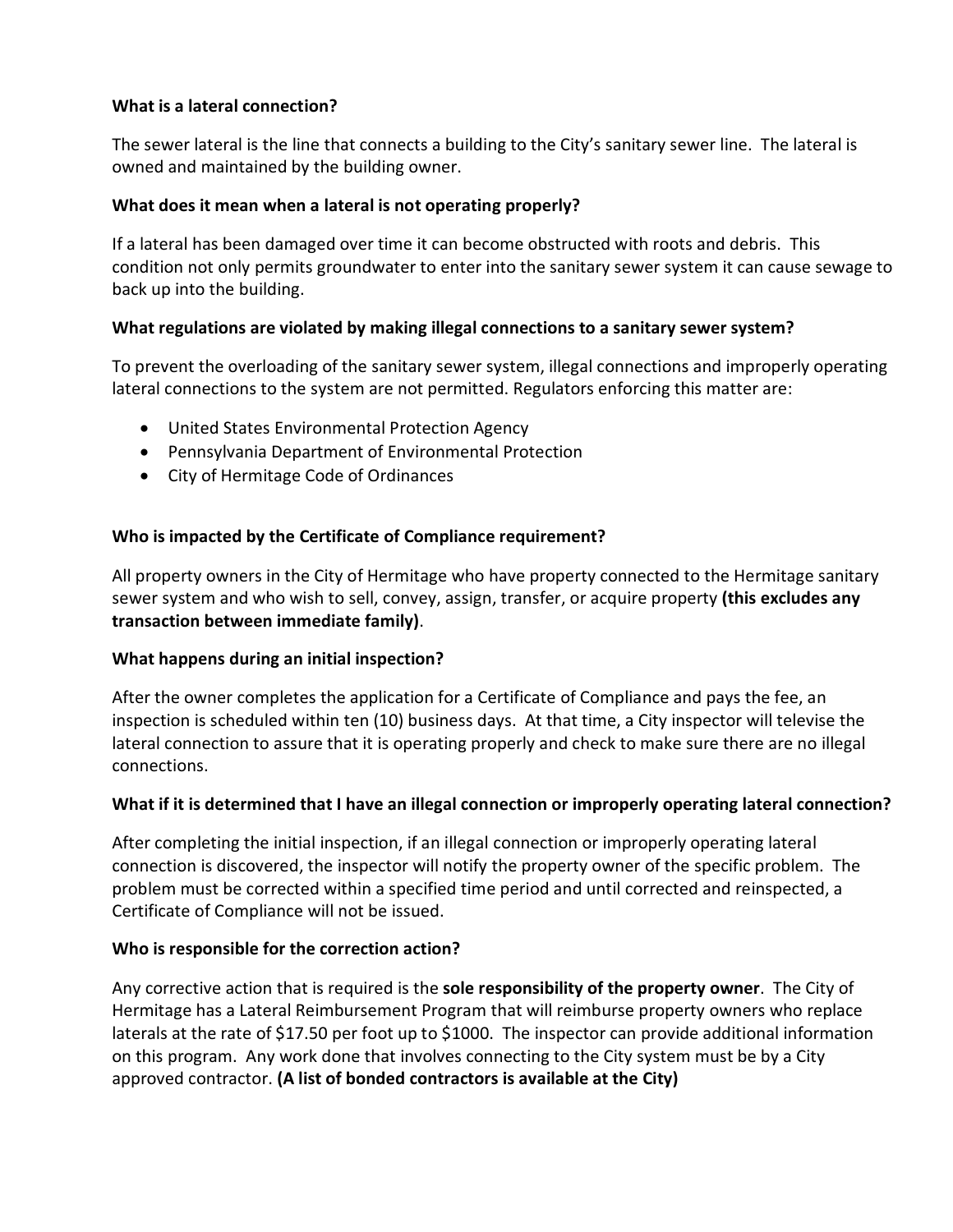**What is a lateral connection?**

The sewer lateral is the line that connects a building to the City's sanitary sewer line. The lateral is owned and maintained by the building owner.

**What does it mean when a lateral is not operating properly?**

If a lateral has been damaged over time it can become obstructed with roots and debris. This condition not only permits groundwater to enter into the sanitary sewer system it can cause sewage to back up into the building.

**What regulations are violated by making illegal connections to a sanitary sewer system?**

To prevent the overloading of the sanitary sewer system, illegal connections and improperly operating lateral connections to the system are not permitted. Regulators enforcing this matter are:

- United States Environmental Protection Agency
- Pennsylvania Department of Environmental Protection
- City of Hermitage Code of Ordinances

**Who is impacted by the Certificate of Compliance requirement?**

All property owners in the City of Hermitage who have property connected to the Hermitage sanitary sewer system and who wish to sell, convey, assign, transfer, or acquire property **(this excludes any transaction between immediate family)**.

**What happens during an initial inspection?**

After the owner completes the application for a Certificate of Compliance and pays the fee, an inspection is scheduled within ten (10) business days. At that time, a City inspector will televise the lateral connection to assure that it is operating properly and check to make sure there are no illegal connections.

**What if it is determined that I have an illegal connection or improperly operating lateral connection?**

After completing the initial inspection, if an illegal connection or improperly operating lateral connection is discovered, the inspector will notify the property owner of the specific problem. The problem must be corrected within a specified time period and until corrected and reinspected, a Certificate of Compliance will not be issued.

**Who is responsible for the correction action?**

Any corrective action that is required is the **sole responsibility of the property owner**. The City of Hermitage has a Lateral Reimbursement Program that will reimburse property owners who replace laterals at the rate of $17.50 per foot up to $1000. The inspector can provide additional information on this program. Any work done that involves connecting to the City system must be by a City approved contractor. **(A list of bonded contractors is available at the City)**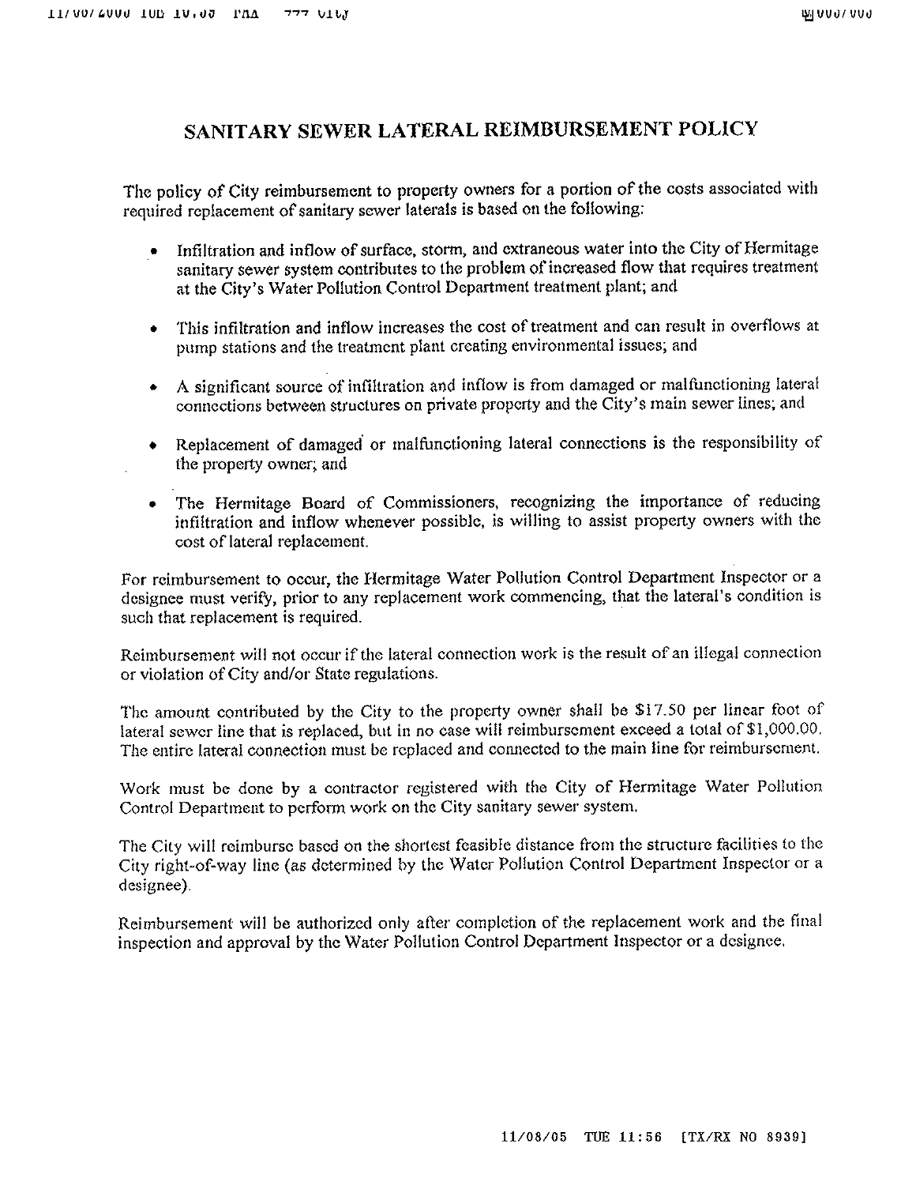# SANITARY SEWER LATERAL REIMBURSEMENT POLICY

The policy of City reimbursement to property owners for a portion of the costs associated with required replacement of sanitary sewer laterals is based on the following:

- Infiltration and inflow of surface, storm, and extraneous water into the City of Hermitage sanitary sewer system contributes to the problem of increased flow that requires treatment at the City's Water Pollution Control Department treatment plant; and
- This infiltration and inflow increases the cost of treatment and can result in overflows at pump stations and the treatment plant creating environmental issues; and
- A significant source of infiltration and inflow is from damaged or malfunctioning lateral connections between structures on private property and the City's main sewer lines; and
- Replacement of damaged or malfunctioning lateral connections is the responsibility of the property owner; and
- The Hermitage Board of Commissioners, recognizing the importance of reducing infiltration and inflow whenever possible, is willing to assist property owners with the cost of lateral replacement.

For reimbursement to occur, the Hermitage Water Pollution Control Department Inspector or a designee must verify, prior to any replacement work commencing, that the lateral's condition is such that replacement is required.

Reimbursement will not occur if the lateral connection work is the result of an illegal connection or violation of City and/or State regulations.

The amount contributed by the City to the property owner shall be $17.50 per linear foot of lateral sewer line that is replaced, but in no case will reimbursement exceed a total of $1,000.00. The entire lateral connection must be replaced and connected to the main line for reimbursement.

Work must be done by a contractor registered with the City of Hermitage Water Pollution Control Department to perform work on the City sanitary sewer system.

The City will reimburse based on the shortest feasible distance from the structure facilities to the City right-of-way line (as determined by the Water Pollution Control Department Inspector or a designee).

Reimbursement will be authorized only after completion of the replacement work and the final inspection and approval by the Water Pollution Control Department Inspector or a designee.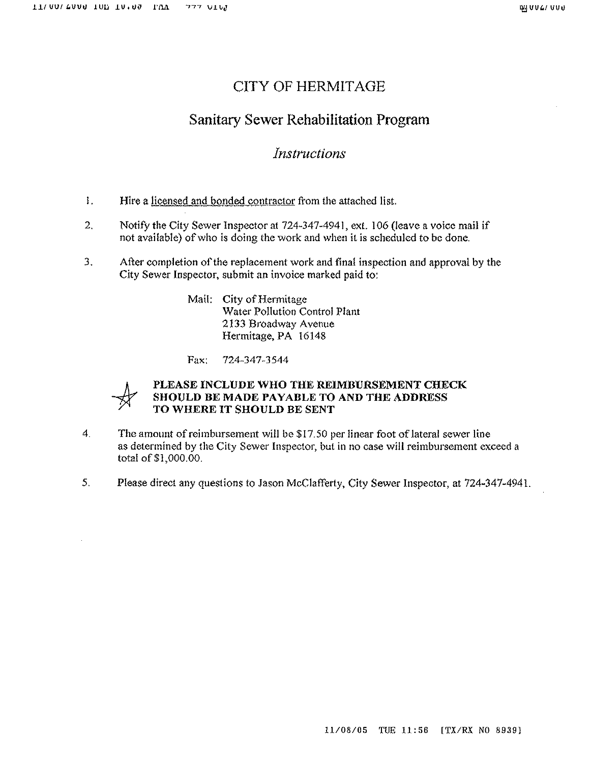# CITY OF HERMITAGE

## Sanitary Sewer Rehabilitation Program

### *Instructions*

1. Hire a licensed and bonded contractor from the attached list.

2. Notify the City Sewer Inspector at 724-347-4941, ext. 106 (leave a voice mail if not available) of who is doing the work and when it is scheduled to be done.

3. After completion of the replacement work and final inspection and approval by the City Sewer Inspector, submit an invoice marked paid to:

   Mail: City of Hermitage
   Water Pollution Control Plant
   2133 Broadway Avenue
   Hermitage, PA 16148

   Fax: 724-347-3544

   **PLEASE INCLUDE WHO THE REIMBURSEMENT CHECK SHOULD BE MADE PAYABLE TO AND THE ADDRESS TO WHERE IT SHOULD BE SENT**

4. The amount of reimbursement will be $17.50 per linear foot of lateral sewer line as determined by the City Sewer Inspector, but in no case will reimbursement exceed a total of $1,000.00.

5. Please direct any questions to Jason McClafferty, City Sewer Inspector, at 724-347-4941.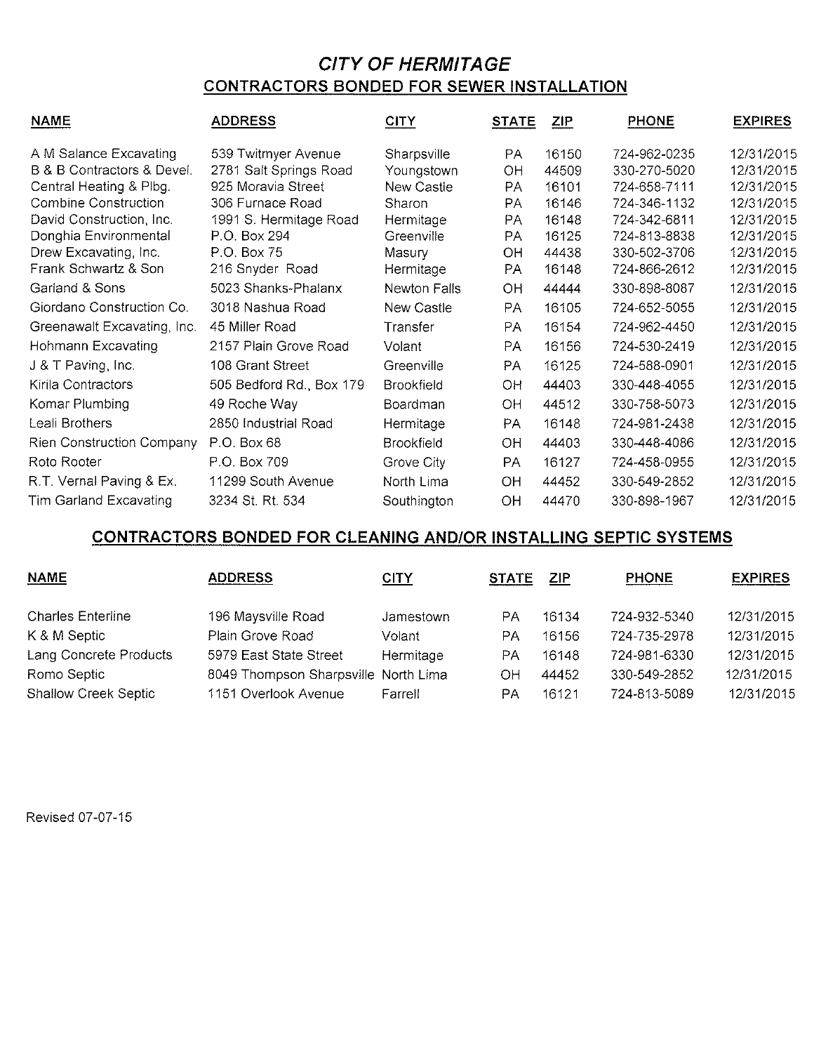# *CITY OF HERMITAGE*

## CONTRACTORS BONDED FOR SEWER INSTALLATION

| NAME | ADDRESS | CITY | STATE | ZIP | PHONE | EXPIRES |
|---|---|---|---|---|---|---|
| A M Salance Excavating | 539 Twitmyer Avenue | Sharpsville | PA | 16150 | 724-962-0235 | 12/31/2015 |
| B & B Contractors & Devel. | 2781 Salt Springs Road | Youngstown | OH | 44509 | 330-270-5020 | 12/31/2015 |
| Central Heating & Plbg. | 925 Moravia Street | New Castle | PA | 16101 | 724-658-7111 | 12/31/2015 |
| Combine Construction | 306 Furnace Road | Sharon | PA | 16146 | 724-346-1132 | 12/31/2015 |
| David Construction, Inc. | 1991 S. Hermitage Road | Hermitage | PA | 16148 | 724-342-6811 | 12/31/2015 |
| Donghia Environmental | P.O. Box 294 | Greenville | PA | 16125 | 724-813-8838 | 12/31/2015 |
| Drew Excavating, Inc. | P.O. Box 75 | Masury | OH | 44438 | 330-502-3706 | 12/31/2015 |
| Frank Schwartz & Son | 216 Snyder Road | Hermitage | PA | 16148 | 724-866-2612 | 12/31/2015 |
| Garland & Sons | 5023 Shanks-Phalanx | Newton Falls | OH | 44444 | 330-898-8087 | 12/31/2015 |
| Giordano Construction Co. | 3018 Nashua Road | New Castle | PA | 16105 | 724-652-5055 | 12/31/2015 |
| Greenawalt Excavating, Inc. | 45 Miller Road | Transfer | PA | 16154 | 724-962-4450 | 12/31/2015 |
| Hohmann Excavating | 2157 Plain Grove Road | Volant | PA | 16156 | 724-530-2419 | 12/31/2015 |
| J & T Paving, Inc. | 108 Grant Street | Greenville | PA | 16125 | 724-588-0901 | 12/31/2015 |
| Kirila Contractors | 505 Bedford Rd., Box 179 | Brookfield | OH | 44403 | 330-448-4055 | 12/31/2015 |
| Komar Plumbing | 49 Roche Way | Boardman | OH | 44512 | 330-758-5073 | 12/31/2015 |
| Leali Brothers | 2850 Industrial Road | Hermitage | PA | 16148 | 724-981-2438 | 12/31/2015 |
| Rien Construction Company | P.O. Box 68 | Brookfield | OH | 44403 | 330-448-4086 | 12/31/2015 |
| Roto Rooter | P.O. Box 709 | Grove City | PA | 16127 | 724-458-0955 | 12/31/2015 |
| R.T. Vernal Paving & Ex. | 11299 South Avenue | North Lima | OH | 44452 | 330-549-2852 | 12/31/2015 |
| Tim Garland Excavating | 3234 St. Rt. 534 | Southington | OH | 44470 | 330-898-1967 | 12/31/2015 |

## CONTRACTORS BONDED FOR CLEANING AND/OR INSTALLING SEPTIC SYSTEMS

| NAME | ADDRESS | CITY | STATE | ZIP | PHONE | EXPIRES |
|---|---|---|---|---|---|---|
| Charles Enterline | 196 Maysville Road | Jamestown | PA | 16134 | 724-932-5340 | 12/31/2015 |
| K & M Septic | Plain Grove Road | Volant | PA | 16156 | 724-735-2978 | 12/31/2015 |
| Lang Concrete Products | 5979 East State Street | Hermitage | PA | 16148 | 724-981-6330 | 12/31/2015 |
| Romo Septic | 8049 Thompson Sharpsville | North Lima | OH | 44452 | 330-549-2852 | 12/31/2015 |
| Shallow Creek Septic | 1151 Overlook Avenue | Farrell | PA | 16121 | 724-813-5089 | 12/31/2015 |

Revised 07-07-15